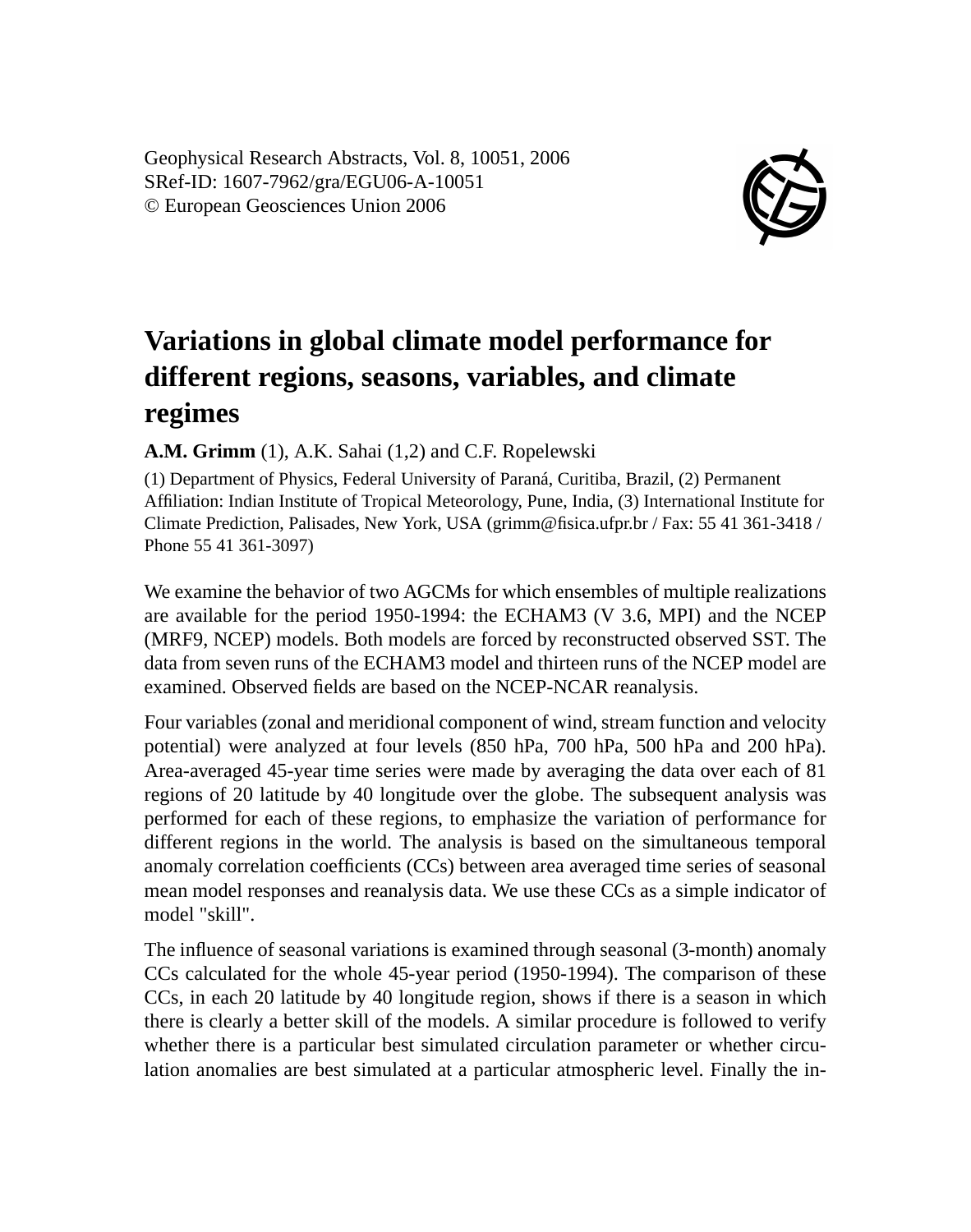Geophysical Research Abstracts, Vol. 8, 10051, 2006
SRef-ID: 1607-7962/gra/EGU06-A-10051
© European Geosciences Union 2006

# Variations in global climate model performance for different regions, seasons, variables, and climate regimes

**A.M. Grimm** (1), A.K. Sahai (1,2) and C.F. Ropelewski

(1) Department of Physics, Federal University of Paraná, Curitiba, Brazil, (2) Permanent Affiliation: Indian Institute of Tropical Meteorology, Pune, India, (3) International Institute for Climate Prediction, Palisades, New York, USA (grimm@fisica.ufpr.br / Fax: 55 41 361-3418 / Phone 55 41 361-3097)

We examine the behavior of two AGCMs for which ensembles of multiple realizations are available for the period 1950-1994: the ECHAM3 (V 3.6, MPI) and the NCEP (MRF9, NCEP) models. Both models are forced by reconstructed observed SST. The data from seven runs of the ECHAM3 model and thirteen runs of the NCEP model are examined. Observed fields are based on the NCEP-NCAR reanalysis.

Four variables (zonal and meridional component of wind, stream function and velocity potential) were analyzed at four levels (850 hPa, 700 hPa, 500 hPa and 200 hPa). Area-averaged 45-year time series were made by averaging the data over each of 81 regions of 20 latitude by 40 longitude over the globe. The subsequent analysis was performed for each of these regions, to emphasize the variation of performance for different regions in the world. The analysis is based on the simultaneous temporal anomaly correlation coefficients (CCs) between area averaged time series of seasonal mean model responses and reanalysis data. We use these CCs as a simple indicator of model "skill".

The influence of seasonal variations is examined through seasonal (3-month) anomaly CCs calculated for the whole 45-year period (1950-1994). The comparison of these CCs, in each 20 latitude by 40 longitude region, shows if there is a season in which there is clearly a better skill of the models. A similar procedure is followed to verify whether there is a particular best simulated circulation parameter or whether circulation anomalies are best simulated at a particular atmospheric level. Finally the in-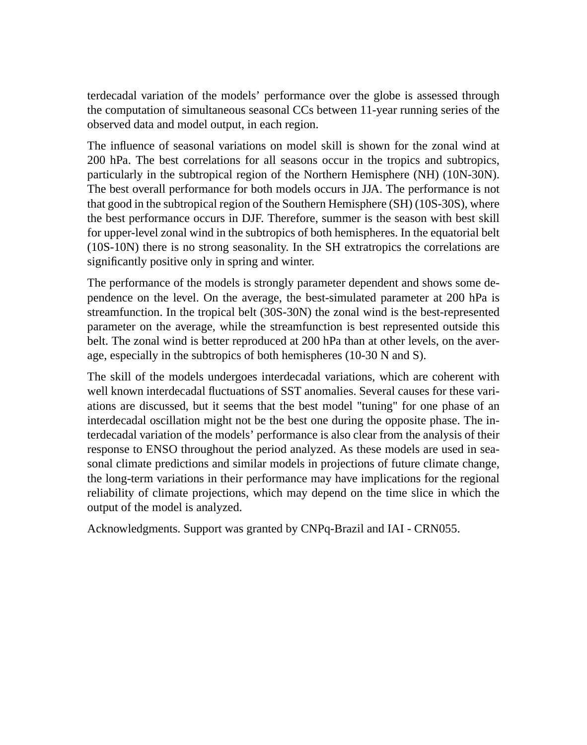terdecadal variation of the models' performance over the globe is assessed through the computation of simultaneous seasonal CCs between 11-year running series of the observed data and model output, in each region.

The influence of seasonal variations on model skill is shown for the zonal wind at 200 hPa. The best correlations for all seasons occur in the tropics and subtropics, particularly in the subtropical region of the Northern Hemisphere (NH) (10N-30N). The best overall performance for both models occurs in JJA. The performance is not that good in the subtropical region of the Southern Hemisphere (SH) (10S-30S), where the best performance occurs in DJF. Therefore, summer is the season with best skill for upper-level zonal wind in the subtropics of both hemispheres. In the equatorial belt (10S-10N) there is no strong seasonality. In the SH extratropics the correlations are significantly positive only in spring and winter.

The performance of the models is strongly parameter dependent and shows some dependence on the level. On the average, the best-simulated parameter at 200 hPa is streamfunction. In the tropical belt (30S-30N) the zonal wind is the best-represented parameter on the average, while the streamfunction is best represented outside this belt. The zonal wind is better reproduced at 200 hPa than at other levels, on the average, especially in the subtropics of both hemispheres (10-30 N and S).

The skill of the models undergoes interdecadal variations, which are coherent with well known interdecadal fluctuations of SST anomalies. Several causes for these variations are discussed, but it seems that the best model "tuning" for one phase of an interdecadal oscillation might not be the best one during the opposite phase. The interdecadal variation of the models' performance is also clear from the analysis of their response to ENSO throughout the period analyzed. As these models are used in seasonal climate predictions and similar models in projections of future climate change, the long-term variations in their performance may have implications for the regional reliability of climate projections, which may depend on the time slice in which the output of the model is analyzed.

Acknowledgments. Support was granted by CNPq-Brazil and IAI - CRN055.